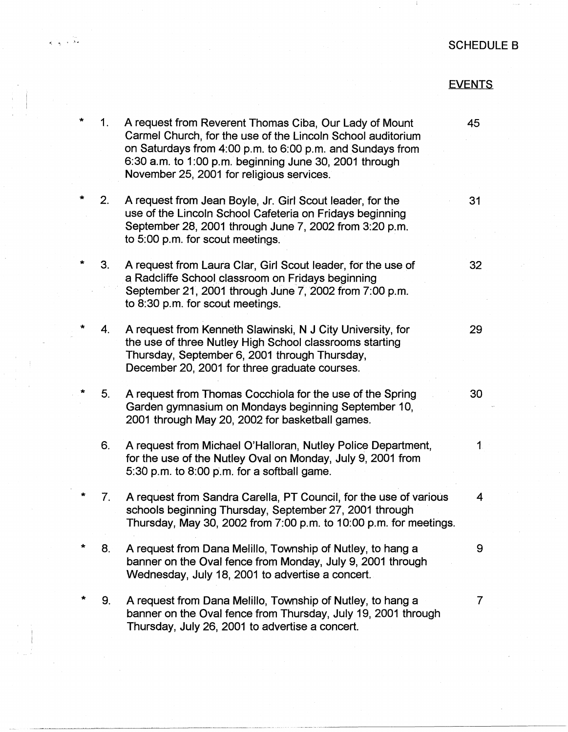SCHEDULE B

EVENTS

\* 1. A request from Reverent Thomas Ciba, Our Lady of Mount Carmel Church, for the use of the Lincoln School auditorium on Saturdays from 4:00 p.m. to 6:00 p.m. and Sundays from 6:30 a.m. to 1:00 p.m. beginning June 30, 2001 through November 25, 2001 for religious services. — 45

\* 2. A request from Jean Boyle, Jr. Girl Scout leader, for the use of the Lincoln School Cafeteria on Fridays beginning September 28, 2001 through June 7, 2002 from 3:20 p.m. to 5:00 p.m. for scout meetings. — 31

\* 3. A request from Laura Clar, Girl Scout leader, for the use of a Radcliffe School classroom on Fridays beginning September 21, 2001 through June 7, 2002 from 7:00 p.m. to 8:30 p.m. for scout meetings. — 32

\* 4. A request from Kenneth Slawinski, N J City University, for the use of three Nutley High School classrooms starting Thursday, September 6, 2001 through Thursday, December 20, 2001 for three graduate courses. — 29

\* 5. A request from Thomas Cocchiola for the use of the Spring Garden gymnasium on Mondays beginning September 10, 2001 through May 20, 2002 for basketball games. — 30

6. A request from Michael O'Halloran, Nutley Police Department, for the use of the Nutley Oval on Monday, July 9, 2001 from 5:30 p.m. to 8:00 p.m. for a softball game. — 1

\* 7. A request from Sandra Carella, PT Council, for the use of various schools beginning Thursday, September 27, 2001 through Thursday, May 30, 2002 from 7:00 p.m. to 10:00 p.m. for meetings. — 4

\* 8. A request from Dana Melillo, Township of Nutley, to hang a banner on the Oval fence from Monday, July 9, 2001 through Wednesday, July 18, 2001 to advertise a concert. — 9

\* 9. A request from Dana Melillo, Township of Nutley, to hang a banner on the Oval fence from Thursday, July 19, 2001 through Thursday, July 26, 2001 to advertise a concert. — 7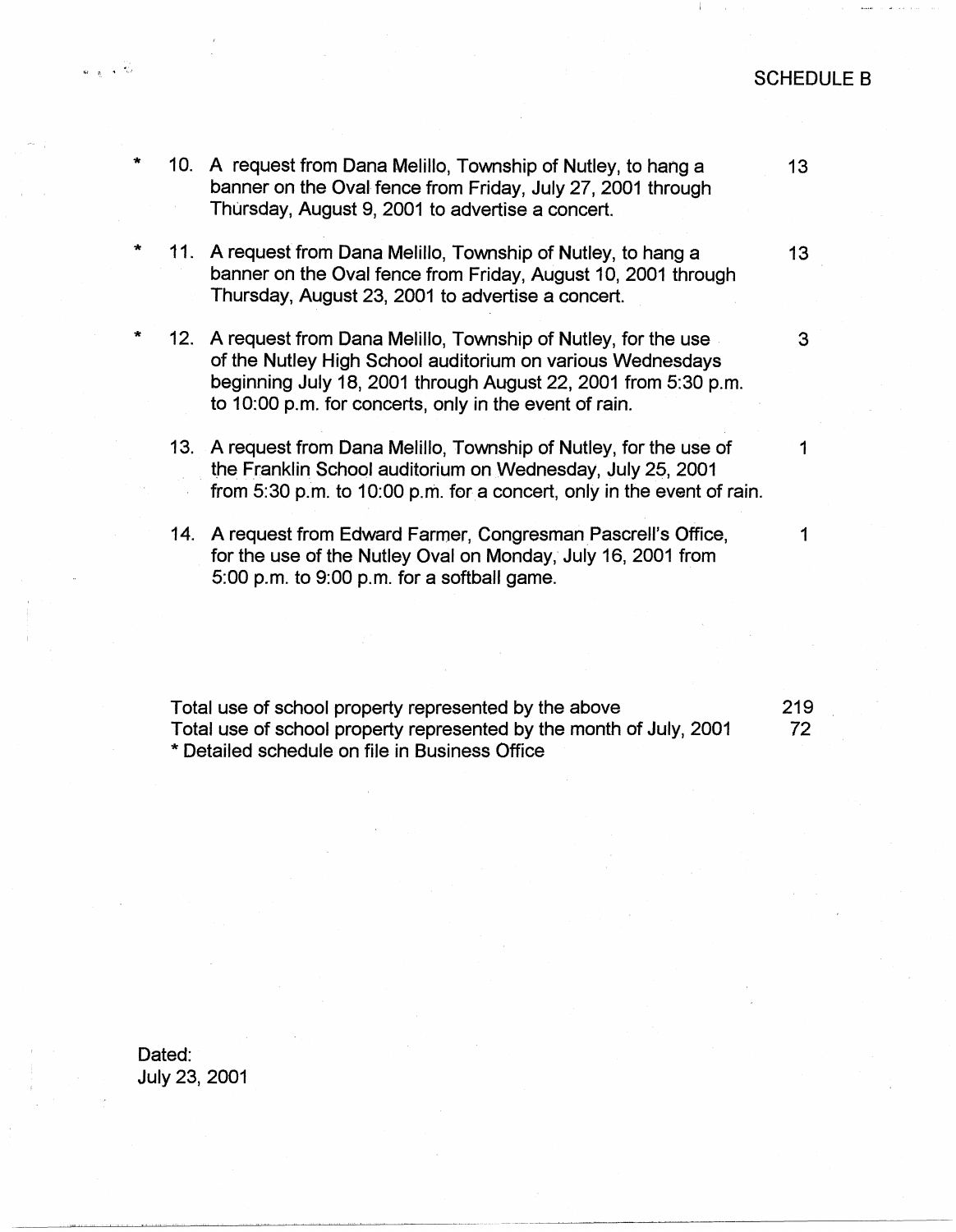SCHEDULE B

| | | |
|---|---|---|
| * | 10. A request from Dana Melillo, Township of Nutley, to hang a banner on the Oval fence from Friday, July 27, 2001 through Thursday, August 9, 2001 to advertise a concert. | 13 |
| * | 11. A request from Dana Melillo, Township of Nutley, to hang a banner on the Oval fence from Friday, August 10, 2001 through Thursday, August 23, 2001 to advertise a concert. | 13 |
| * | 12. A request from Dana Melillo, Township of Nutley, for the use of the Nutley High School auditorium on various Wednesdays beginning July 18, 2001 through August 22, 2001 from 5:30 p.m. to 10:00 p.m. for concerts, only in the event of rain. | 3 |
| | 13. A request from Dana Melillo, Township of Nutley, for the use of the Franklin School auditorium on Wednesday, July 25, 2001 from 5:30 p.m. to 10:00 p.m. for a concert, only in the event of rain. | 1 |
| | 14. A request from Edward Farmer, Congressman Pascrell's Office, for the use of the Nutley Oval on Monday, July 16, 2001 from 5:00 p.m. to 9:00 p.m. for a softball game. | 1 |

| | |
|---|---|
| Total use of school property represented by the above | 219 |
| Total use of school property represented by the month of July, 2001 | 72 |

* Detailed schedule on file in Business Office

Dated:
July 23, 2001